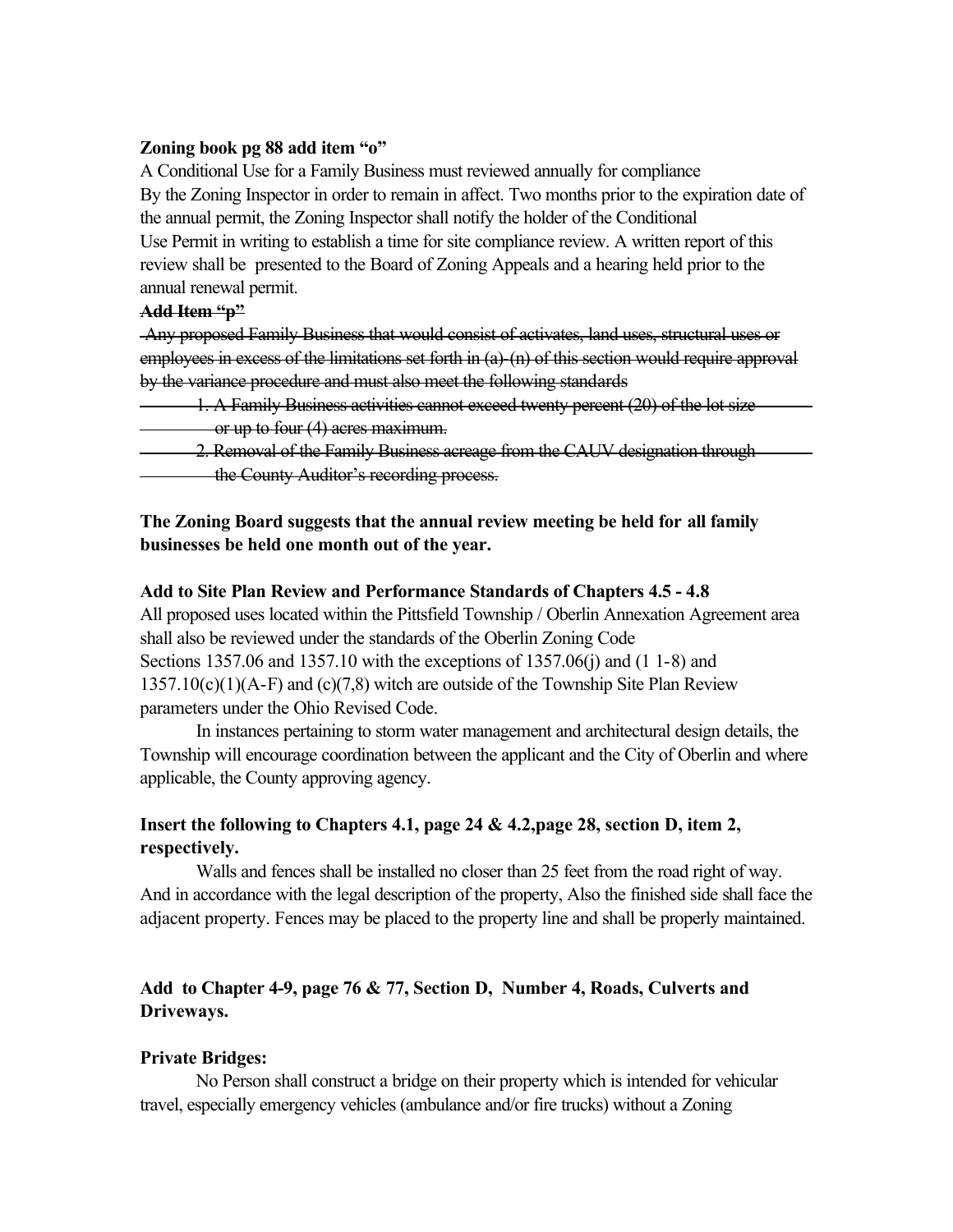**Zoning book pg 88 add item "o"**

A Conditional Use for a Family Business must reviewed annually for compliance By the Zoning Inspector in order to remain in affect. Two months prior to the expiration date of the annual permit, the Zoning Inspector shall notify the holder of the Conditional Use Permit in writing to establish a time for site compliance review. A written report of this review shall be presented to the Board of Zoning Appeals and a hearing held prior to the annual renewal permit.

~~**Add Item "p"**~~

~~Any proposed Family Business that would consist of activates, land uses, structural uses or employees in excess of the limitations set forth in (a)-(n) of this section would require approval by the variance procedure and must also meet the following standards~~

~~1. A Family Business activities cannot exceed twenty percent (20) of the lot size or up to four (4) acres maximum.~~

~~2. Removal of the Family Business acreage from the CAUV designation through the County Auditor's recording process.~~

**The Zoning Board suggests that the annual review meeting be held for all family businesses be held one month out of the year.**

**Add to Site Plan Review and Performance Standards of Chapters 4.5 - 4.8**

All proposed uses located within the Pittsfield Township / Oberlin Annexation Agreement area shall also be reviewed under the standards of the Oberlin Zoning Code Sections 1357.06 and 1357.10 with the exceptions of 1357.06(j) and (1 1-8) and 1357.10(c)(1)(A-F) and (c)(7,8) witch are outside of the Township Site Plan Review parameters under the Ohio Revised Code.

In instances pertaining to storm water management and architectural design details, the Township will encourage coordination between the applicant and the City of Oberlin and where applicable, the County approving agency.

**Insert the following to Chapters 4.1, page 24 & 4.2,page 28, section D, item 2, respectively.**

Walls and fences shall be installed no closer than 25 feet from the road right of way. And in accordance with the legal description of the property, Also the finished side shall face the adjacent property. Fences may be placed to the property line and shall be properly maintained.

**Add to Chapter 4-9, page 76 & 77, Section D, Number 4, Roads, Culverts and Driveways.**

**Private Bridges:**

No Person shall construct a bridge on their property which is intended for vehicular travel, especially emergency vehicles (ambulance and/or fire trucks) without a Zoning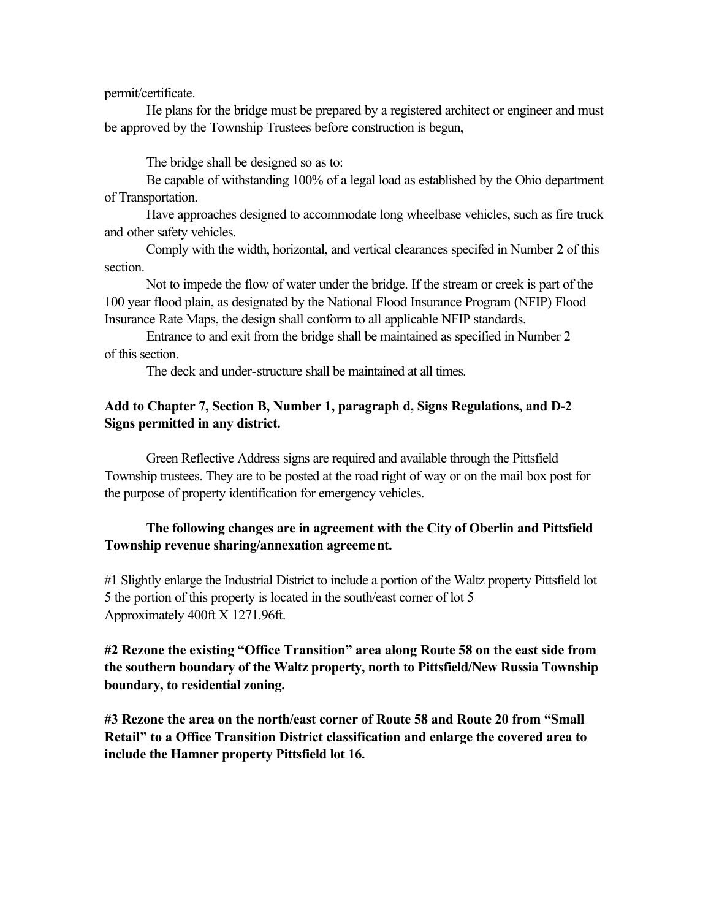permit/certificate.

He plans for the bridge must be prepared by a registered architect or engineer and must be approved by the Township Trustees before construction is begun,

The bridge shall be designed so as to:

Be capable of withstanding 100% of a legal load as established by the Ohio department of Transportation.

Have approaches designed to accommodate long wheelbase vehicles, such as fire truck and other safety vehicles.

Comply with the width, horizontal, and vertical clearances specifed in Number 2 of this section.

Not to impede the flow of water under the bridge. If the stream or creek is part of the 100 year flood plain, as designated by the National Flood Insurance Program (NFIP) Flood Insurance Rate Maps, the design shall conform to all applicable NFIP standards.

Entrance to and exit from the bridge shall be maintained as specified in Number 2 of this section.

The deck and under-structure shall be maintained at all times.

**Add to Chapter 7, Section B, Number 1, paragraph d, Signs Regulations, and D-2 Signs permitted in any district.**

Green Reflective Address signs are required and available through the Pittsfield Township trustees. They are to be posted at the road right of way or on the mail box post for the purpose of property identification for emergency vehicles.

**The following changes are in agreement with the City of Oberlin and Pittsfield Township revenue sharing/annexation agreement.**

#1 Slightly enlarge the Industrial District to include a portion of the Waltz property Pittsfield lot 5 the portion of this property is located in the south/east corner of lot 5 Approximately 400ft X 1271.96ft.

**#2 Rezone the existing "Office Transition" area along Route 58 on the east side from the southern boundary of the Waltz property, north to Pittsfield/New Russia Township boundary, to residential zoning.**

**#3 Rezone the area on the north/east corner of Route 58 and Route 20 from "Small Retail" to a Office Transition District classification and enlarge the covered area to include the Hamner property Pittsfield lot 16.**